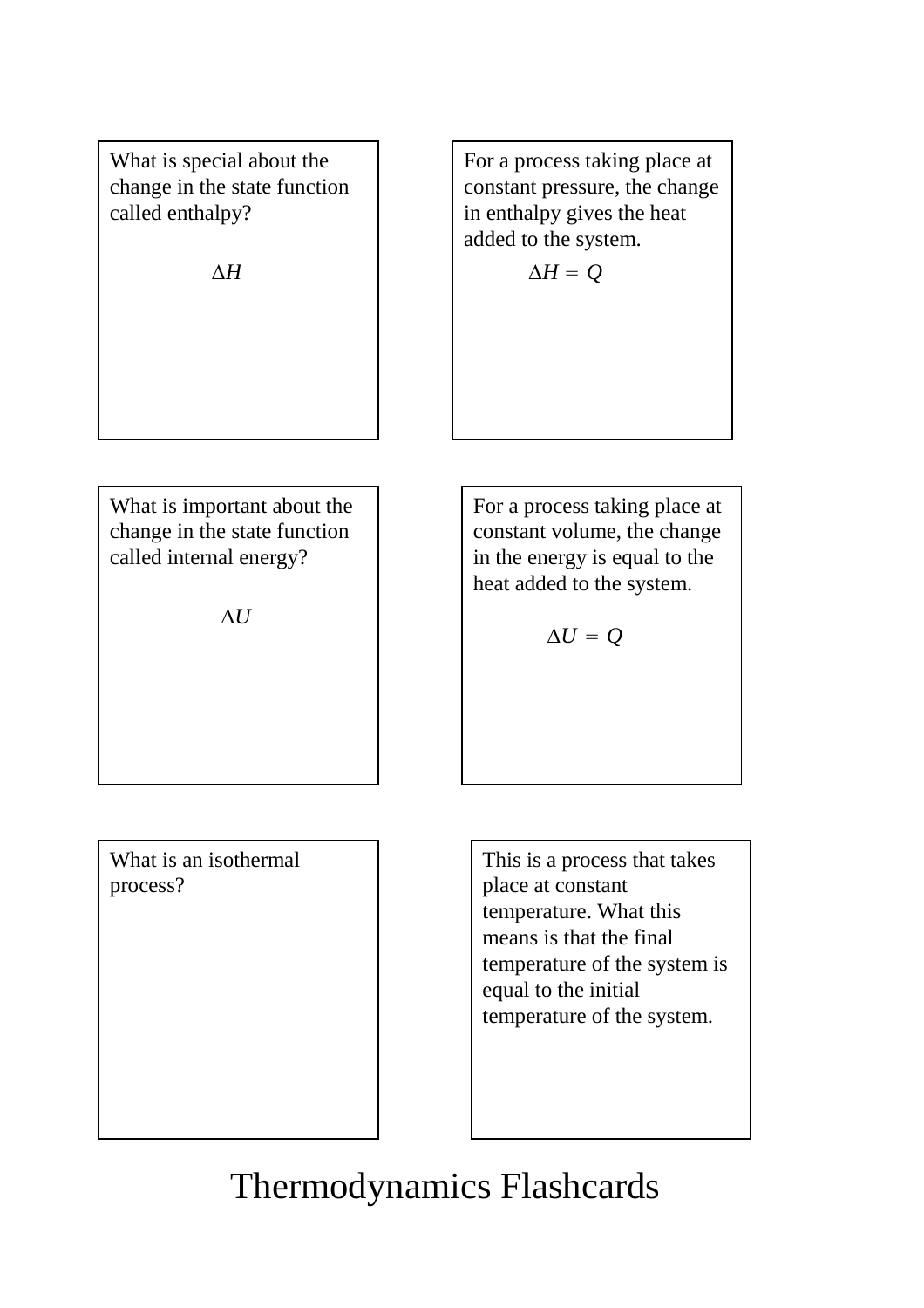What is special about the change in the state function called enthalpy?

$$\Delta H$$

For a process taking place at constant pressure, the change in enthalpy gives the heat added to the system.

$$\Delta H = Q$$

What is important about the change in the state function called internal energy?

$$\Delta U$$

For a process taking place at constant volume, the change in the energy is equal to the heat added to the system.

$$\Delta U = Q$$

What is an isothermal process?

This is a process that takes place at constant temperature. What this means is that the final temperature of the system is equal to the initial temperature of the system.

# Thermodynamics Flashcards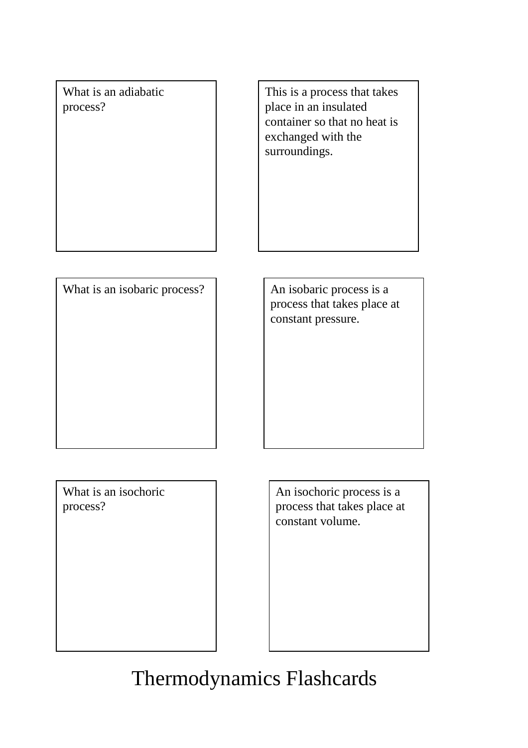What is an adiabatic process?

This is a process that takes place in an insulated container so that no heat is exchanged with the surroundings.

What is an isobaric process?

An isobaric process is a process that takes place at constant pressure.

What is an isochoric process?

An isochoric process is a process that takes place at constant volume.

Thermodynamics Flashcards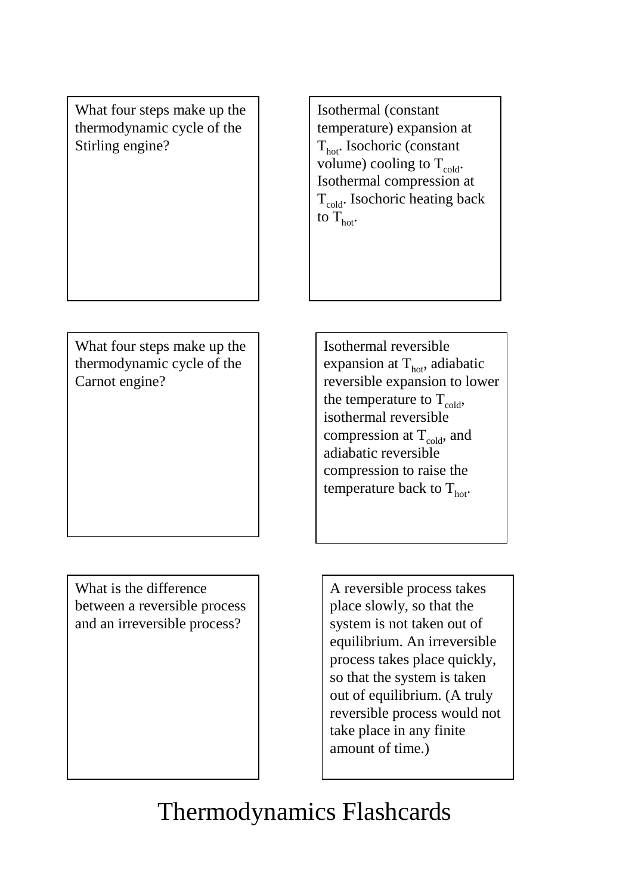What four steps make up the thermodynamic cycle of the Stirling engine?

Isothermal (constant temperature) expansion at $T_{hot}$. Isochoric (constant volume) cooling to $T_{cold}$. Isothermal compression at $T_{cold}$. Isochoric heating back to $T_{hot}$.

What four steps make up the thermodynamic cycle of the Carnot engine?

Isothermal reversible expansion at $T_{hot}$, adiabatic reversible expansion to lower the temperature to $T_{cold}$, isothermal reversible compression at $T_{cold}$, and adiabatic reversible compression to raise the temperature back to $T_{hot}$.

What is the difference between a reversible process and an irreversible process?

A reversible process takes place slowly, so that the system is not taken out of equilibrium. An irreversible process takes place quickly, so that the system is taken out of equilibrium. (A truly reversible process would not take place in any finite amount of time.)

# Thermodynamics Flashcards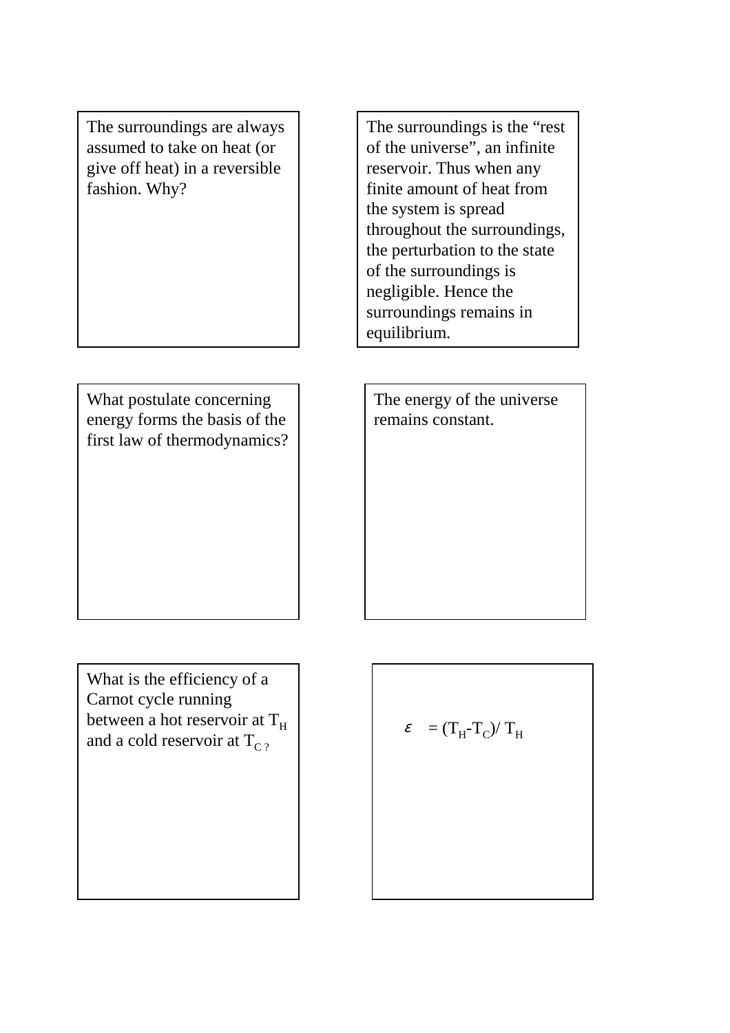The surroundings are always assumed to take on heat (or give off heat) in a reversible fashion. Why?

The surroundings is the "rest of the universe", an infinite reservoir. Thus when any finite amount of heat from the system is spread throughout the surroundings, the perturbation to the state of the surroundings is negligible. Hence the surroundings remains in equilibrium.

What postulate concerning energy forms the basis of the first law of thermodynamics?

The energy of the universe remains constant.

What is the efficiency of a Carnot cycle running between a hot reservoir at $T_H$ and a cold reservoir at $T_C$?

$$\varepsilon = (T_H - T_C)/T_H$$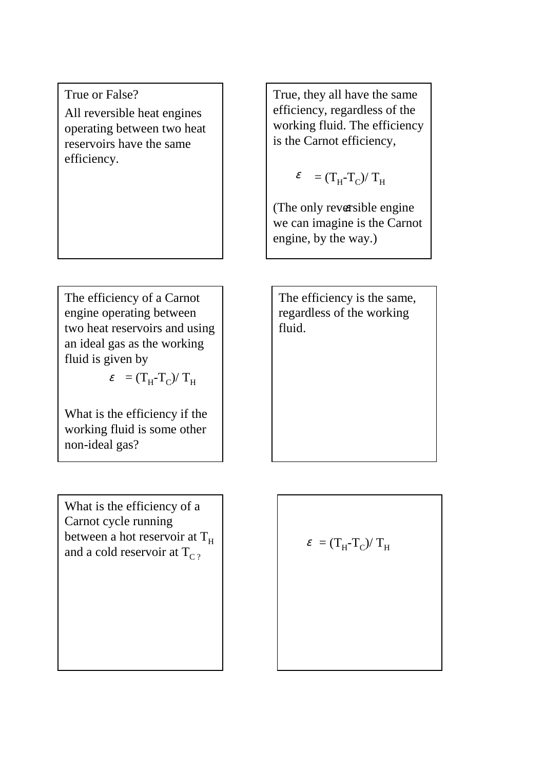True or False?

All reversible heat engines operating between two heat reservoirs have the same efficiency.

True, they all have the same efficiency, regardless of the working fluid. The efficiency is the Carnot efficiency,

$$\varepsilon = (T_H - T_C) / T_H$$

(The only reversible engine we can imagine is the Carnot engine, by the way.)

The efficiency of a Carnot engine operating between two heat reservoirs and using an ideal gas as the working fluid is given by

$$\varepsilon = (T_H - T_C) / T_H$$

What is the efficiency if the working fluid is some other non-ideal gas?

The efficiency is the same, regardless of the working fluid.

What is the efficiency of a Carnot cycle running between a hot reservoir at $T_H$ and a cold reservoir at $T_C$?

$$\varepsilon = (T_H - T_C) / T_H$$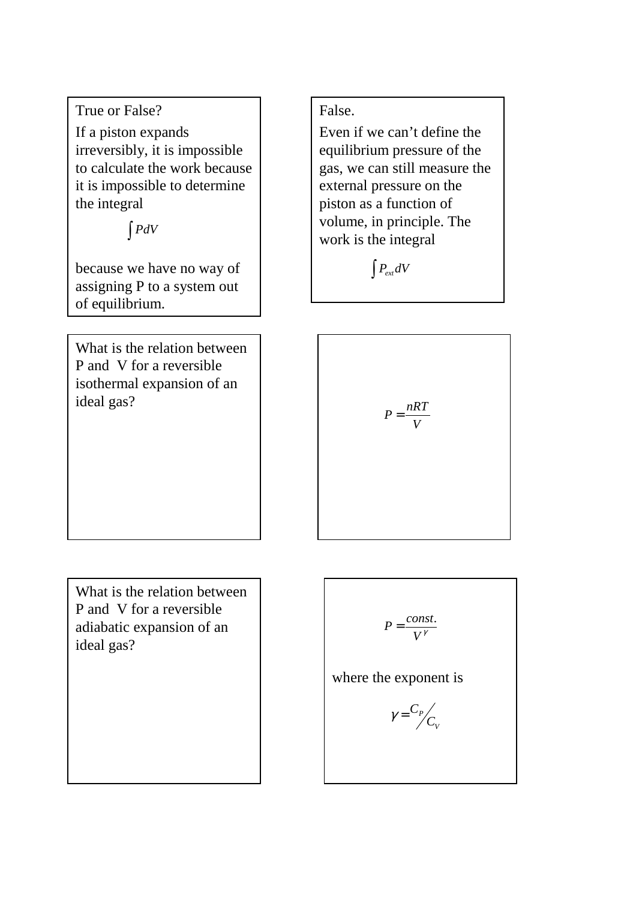True or False?

If a piston expands irreversibly, it is impossible to calculate the work because it is impossible to determine the integral

$$\int PdV$$

because we have no way of assigning P to a system out of equilibrium.

False.

Even if we can't define the equilibrium pressure of the gas, we can still measure the external pressure on the piston as a function of volume, in principle. The work is the integral

$$\int P_{ext}dV$$

What is the relation between P and V for a reversible isothermal expansion of an ideal gas?

$$P = \frac{nRT}{V}$$

What is the relation between P and V for a reversible adiabatic expansion of an ideal gas?

$$P = \frac{const.}{V^{\gamma}}$$

where the exponent is

$$\gamma = C_P / C_V$$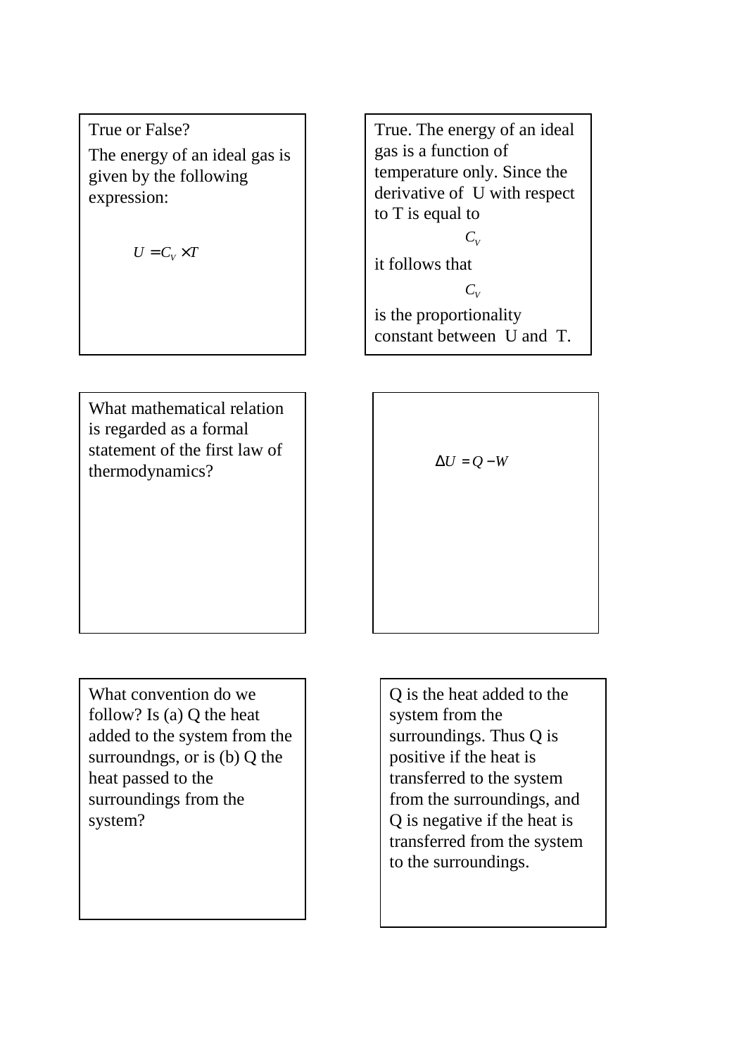True or False?

The energy of an ideal gas is given by the following expression:

$$U = C_V \times T$$

True. The energy of an ideal gas is a function of temperature only. Since the derivative of U with respect to T is equal to

$$C_V$$

it follows that

$$C_V$$

is the proportionality constant between U and T.

What mathematical relation is regarded as a formal statement of the first law of thermodynamics?

$$\Delta U = Q - W$$

What convention do we follow? Is (a) Q the heat added to the system from the surroundngs, or is (b) Q the heat passed to the surroundings from the system?

Q is the heat added to the system from the surroundings. Thus Q is positive if the heat is transferred to the system from the surroundings, and Q is negative if the heat is transferred from the system to the surroundings.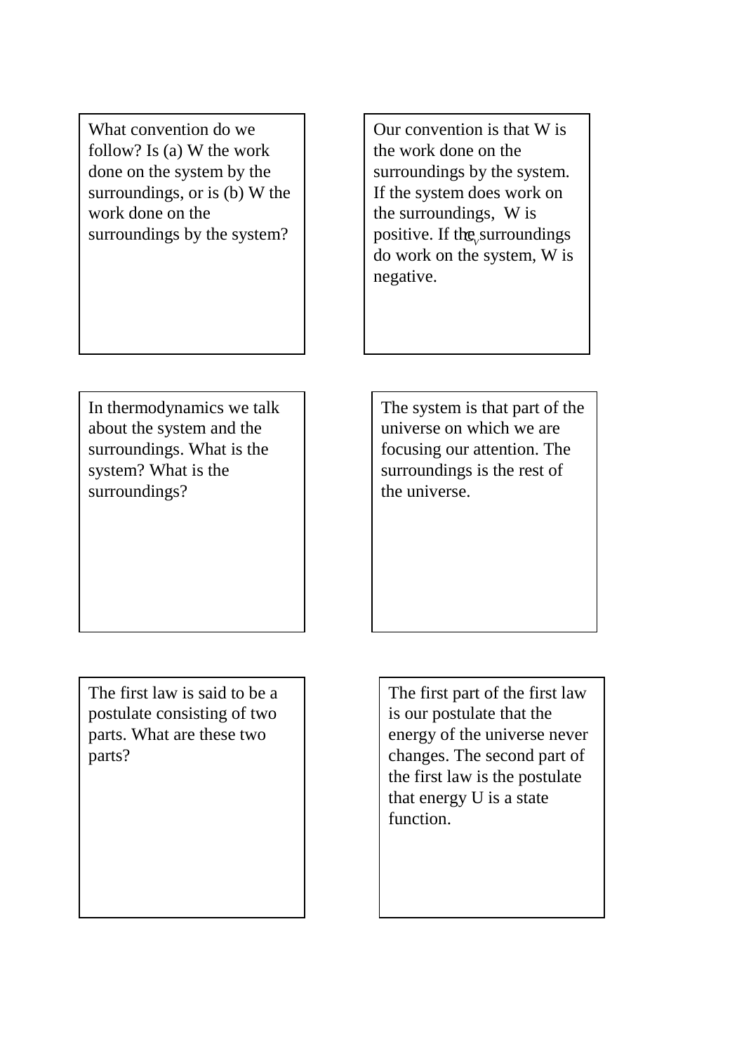What convention do we follow? Is (a) W the work done on the system by the surroundings, or is (b) W the work done on the surroundings by the system?

Our convention is that W is the work done on the surroundings by the system. If the system does work on the surroundings, W is positive. If the surroundings do work on the system, W is negative.

In thermodynamics we talk about the system and the surroundings. What is the system? What is the surroundings?

The system is that part of the universe on which we are focusing our attention. The surroundings is the rest of the universe.

The first law is said to be a postulate consisting of two parts. What are these two parts?

The first part of the first law is our postulate that the energy of the universe never changes. The second part of the first law is the postulate that energy U is a state function.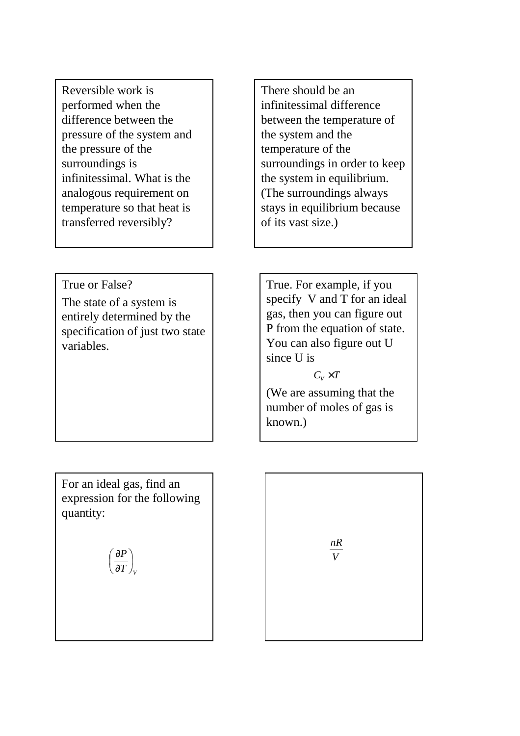Reversible work is performed when the difference between the pressure of the system and the pressure of the surroundings is infinitessimal. What is the analogous requirement on temperature so that heat is transferred reversibly?

There should be an infinitessimal difference between the temperature of the system and the temperature of the surroundings in order to keep the system in equilibrium. (The surroundings always stays in equilibrium because of its vast size.)

True or False?

The state of a system is entirely determined by the specification of just two state variables.

True. For example, if you specify V and T for an ideal gas, then you can figure out P from the equation of state. You can also figure out U since U is

$$C_V \times T$$

(We are assuming that the number of moles of gas is known.)

For an ideal gas, find an expression for the following quantity:

$$\left(\frac{\partial P}{\partial T}\right)_V$$

$$\frac{nR}{V}$$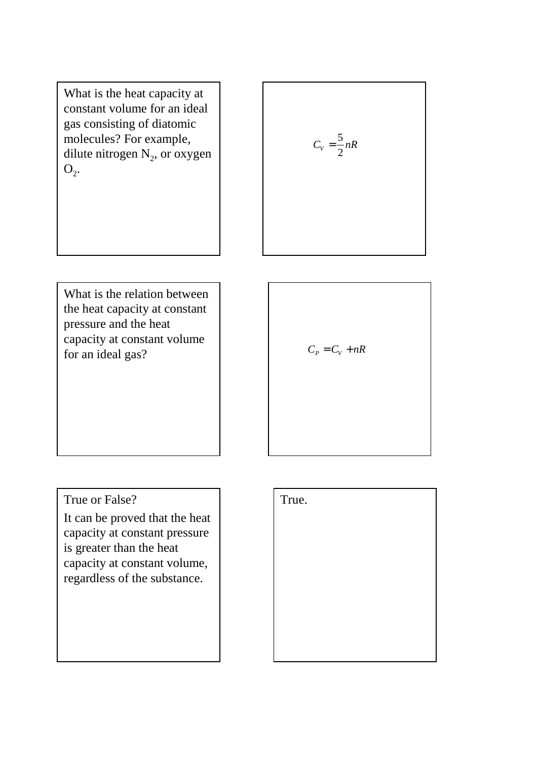What is the heat capacity at constant volume for an ideal gas consisting of diatomic molecules? For example, dilute nitrogen $N_2$, or oxygen $O_2$.

$$C_V = \frac{5}{2}nR$$

What is the relation between the heat capacity at constant pressure and the heat capacity at constant volume for an ideal gas?

$$C_P = C_V + nR$$

True or False?

It can be proved that the heat capacity at constant pressure is greater than the heat capacity at constant volume, regardless of the substance.

True.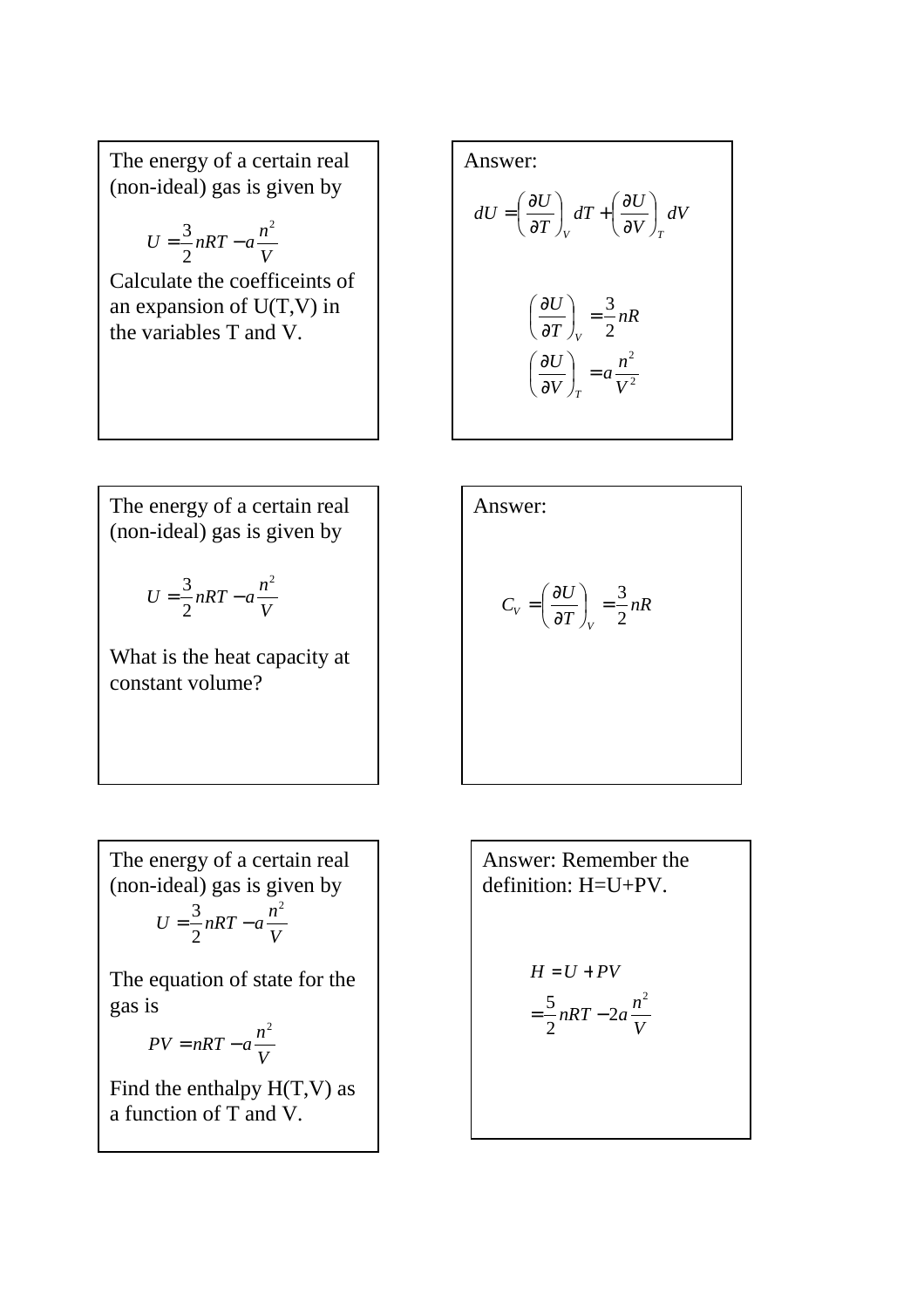The energy of a certain real (non-ideal) gas is given by

$$U = \frac{3}{2}nRT - a\frac{n^2}{V}$$

Calculate the coefficeints of an expansion of U(T,V) in the variables T and V.

Answer:

$$dU = \left(\frac{\partial U}{\partial T}\right)_V dT + \left(\frac{\partial U}{\partial V}\right)_T dV$$

$$\left(\frac{\partial U}{\partial T}\right)_V = \frac{3}{2}nR$$

$$\left(\frac{\partial U}{\partial V}\right)_T = a\frac{n^2}{V^2}$$

The energy of a certain real (non-ideal) gas is given by

$$U = \frac{3}{2}nRT - a\frac{n^2}{V}$$

What is the heat capacity at constant volume?

Answer:

$$C_V = \left(\frac{\partial U}{\partial T}\right)_V = \frac{3}{2}nR$$

The energy of a certain real (non-ideal) gas is given by

$$U = \frac{3}{2}nRT - a\frac{n^2}{V}$$

The equation of state for the gas is

$$PV = nRT - a\frac{n^2}{V}$$

Find the enthalpy H(T,V) as a function of T and V.

Answer: Remember the definition: H=U+PV.

$$\begin{aligned} H &= U + PV \\ &= \frac{5}{2}nRT - 2a\frac{n^2}{V} \end{aligned}$$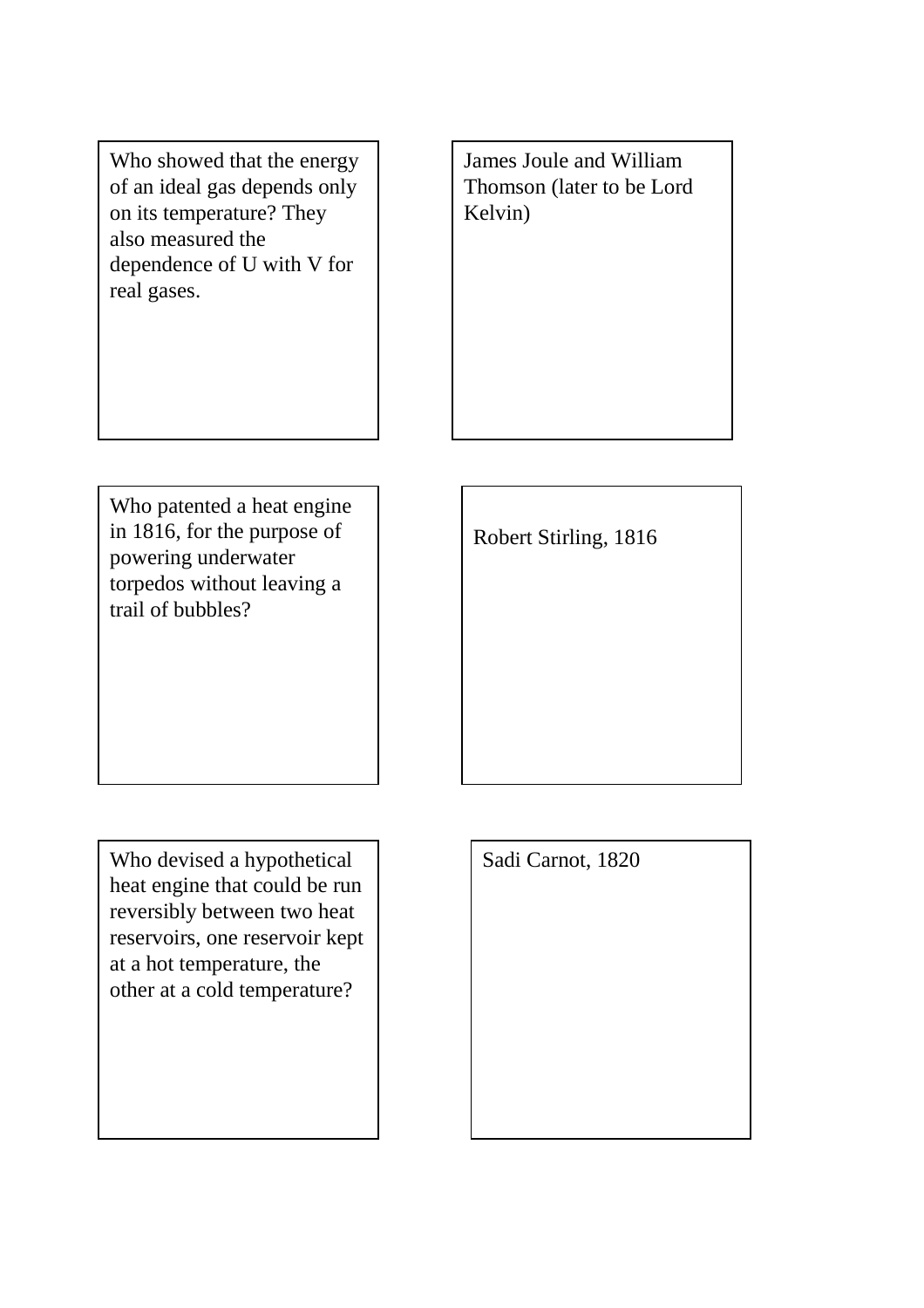| Question | Answer |
| --- | --- |
| Who showed that the energy of an ideal gas depends only on its temperature? They also measured the dependence of U with V for real gases. | James Joule and William Thomson (later to be Lord Kelvin) |
| Who patented a heat engine in 1816, for the purpose of powering underwater torpedos without leaving a trail of bubbles? | Robert Stirling, 1816 |
| Who devised a hypothetical heat engine that could be run reversibly between two heat reservoirs, one reservoir kept at a hot temperature, the other at a cold temperature? | Sadi Carnot, 1820 |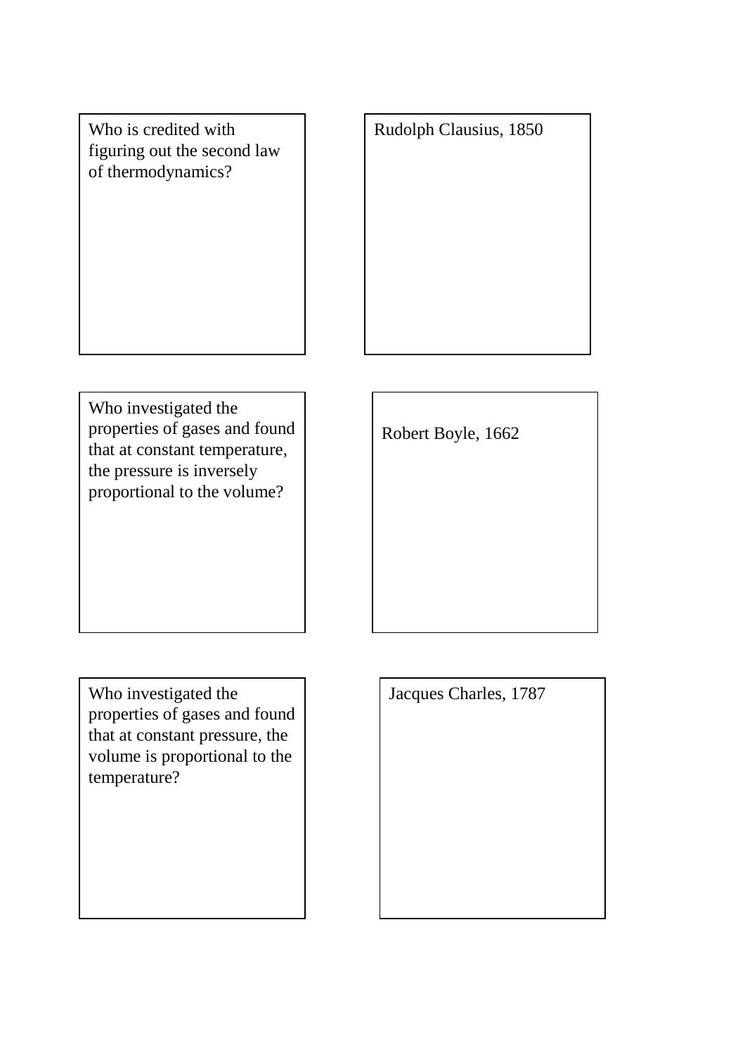Who is credited with figuring out the second law of thermodynamics?

Rudolph Clausius, 1850

Who investigated the properties of gases and found that at constant temperature, the pressure is inversely proportional to the volume?

Robert Boyle, 1662

Who investigated the properties of gases and found that at constant pressure, the volume is proportional to the temperature?

Jacques Charles, 1787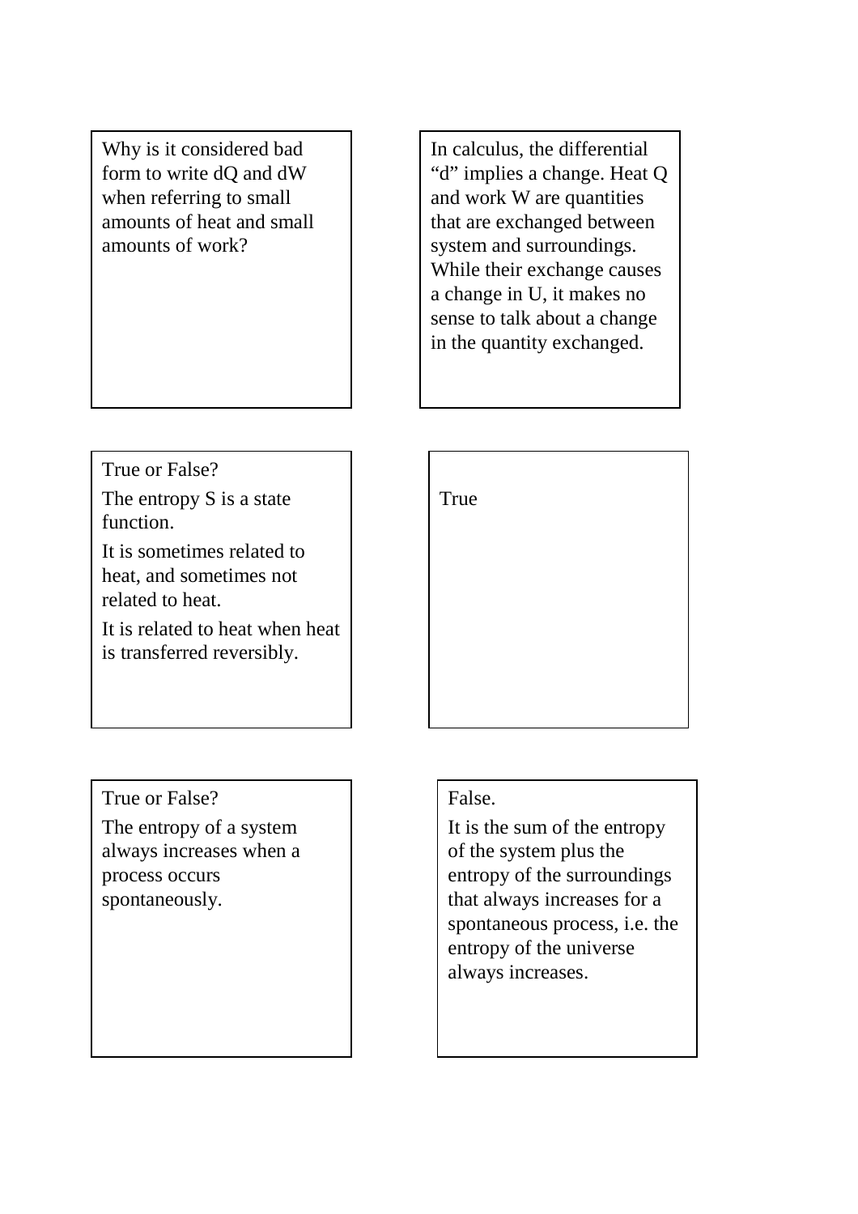Why is it considered bad form to write dQ and dW when referring to small amounts of heat and small amounts of work?

In calculus, the differential “d” implies a change. Heat Q and work W are quantities that are exchanged between system and surroundings. While their exchange causes a change in U, it makes no sense to talk about a change in the quantity exchanged.

True or False?

The entropy S is a state function.

It is sometimes related to heat, and sometimes not related to heat.

It is related to heat when heat is transferred reversibly.

True

True or False?

The entropy of a system always increases when a process occurs spontaneously.

False.

It is the sum of the entropy of the system plus the entropy of the surroundings that always increases for a spontaneous process, i.e. the entropy of the universe always increases.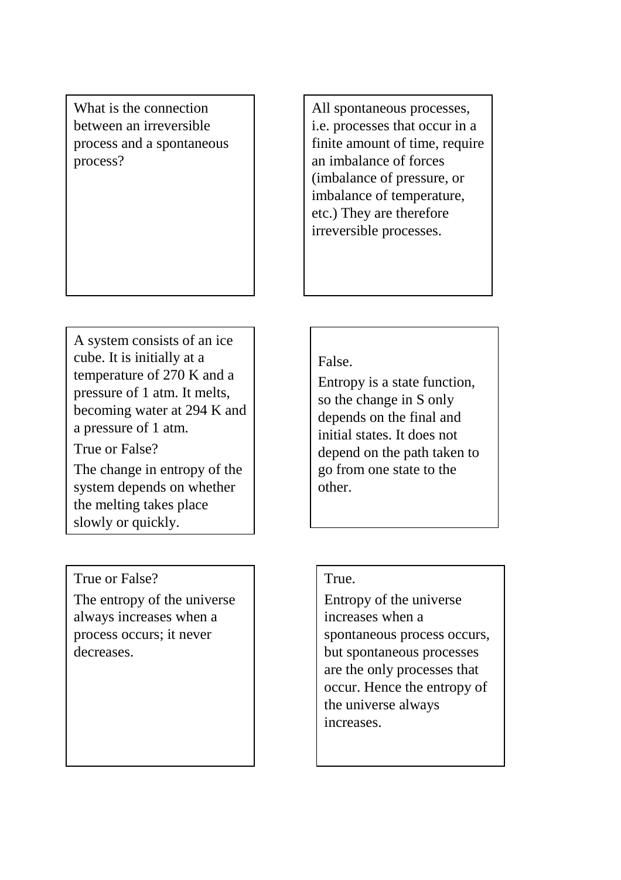What is the connection between an irreversible process and a spontaneous process?

All spontaneous processes, i.e. processes that occur in a finite amount of time, require an imbalance of forces (imbalance of pressure, or imbalance of temperature, etc.) They are therefore irreversible processes.

A system consists of an ice cube. It is initially at a temperature of 270 K and a pressure of 1 atm. It melts, becoming water at 294 K and a pressure of 1 atm.

True or False?

The change in entropy of the system depends on whether the melting takes place slowly or quickly.

False.

Entropy is a state function, so the change in S only depends on the final and initial states. It does not depend on the path taken to go from one state to the other.

True or False?

The entropy of the universe always increases when a process occurs; it never decreases.

True.

Entropy of the universe increases when a spontaneous process occurs, but spontaneous processes are the only processes that occur. Hence the entropy of the universe always increases.